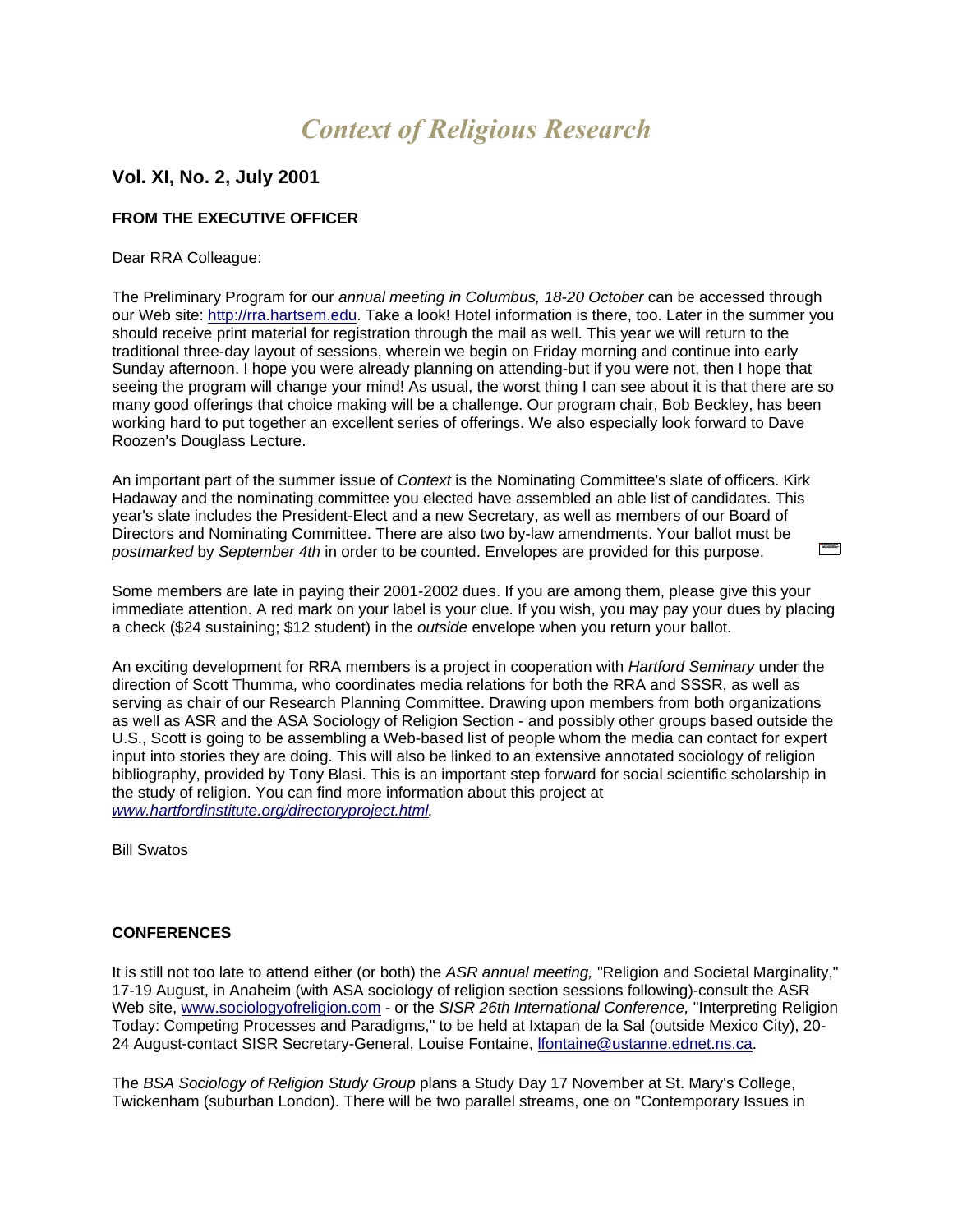# *Context of Religious Research*

## Vol. XI, No. 2, July 2001

**FROM THE EXECUTIVE OFFICER**

Dear RRA Colleague:

The Preliminary Program for our *annual meeting in Columbus, 18-20 October* can be accessed through our Web site: http://rra.hartsem.edu. Take a look! Hotel information is there, too. Later in the summer you should receive print material for registration through the mail as well. This year we will return to the traditional three-day layout of sessions, wherein we begin on Friday morning and continue into early Sunday afternoon. I hope you were already planning on attending-but if you were not, then I hope that seeing the program will change your mind! As usual, the worst thing I can see about it is that there are so many good offerings that choice making will be a challenge. Our program chair, Bob Beckley, has been working hard to put together an excellent series of offerings. We also especially look forward to Dave Roozen's Douglass Lecture.

An important part of the summer issue of *Context* is the Nominating Committee's slate of officers. Kirk Hadaway and the nominating committee you elected have assembled an able list of candidates. This year's slate includes the President-Elect and a new Secretary, as well as members of our Board of Directors and Nominating Committee. There are also two by-law amendments. Your ballot must be *postmarked* by *September 4th* in order to be counted. Envelopes are provided for this purpose.

Some members are late in paying their 2001-2002 dues. If you are among them, please give this your immediate attention. A red mark on your label is your clue. If you wish, you may pay your dues by placing a check ($24 sustaining; $12 student) in the *outside* envelope when you return your ballot.

An exciting development for RRA members is a project in cooperation with *Hartford Seminary* under the direction of Scott Thumma, who coordinates media relations for both the RRA and SSSR, as well as serving as chair of our Research Planning Committee. Drawing upon members from both organizations as well as ASR and the ASA Sociology of Religion Section - and possibly other groups based outside the U.S., Scott is going to be assembling a Web-based list of people whom the media can contact for expert input into stories they are doing. This will also be linked to an extensive annotated sociology of religion bibliography, provided by Tony Blasi. This is an important step forward for social scientific scholarship in the study of religion. You can find more information about this project at *www.hartfordinstitute.org/directoryproject.html.*

Bill Swatos

**CONFERENCES**

It is still not too late to attend either (or both) the *ASR annual meeting,* "Religion and Societal Marginality," 17-19 August, in Anaheim (with ASA sociology of religion section sessions following)-consult the ASR Web site, www.sociologyofreligion.com - or the *SISR 26th International Conference,* "Interpreting Religion Today: Competing Processes and Paradigms," to be held at Ixtapan de la Sal (outside Mexico City), 20-24 August-contact SISR Secretary-General, Louise Fontaine, lfontaine@ustanne.ednet.ns.ca.

The *BSA Sociology of Religion Study Group* plans a Study Day 17 November at St. Mary's College, Twickenham (suburban London). There will be two parallel streams, one on "Contemporary Issues in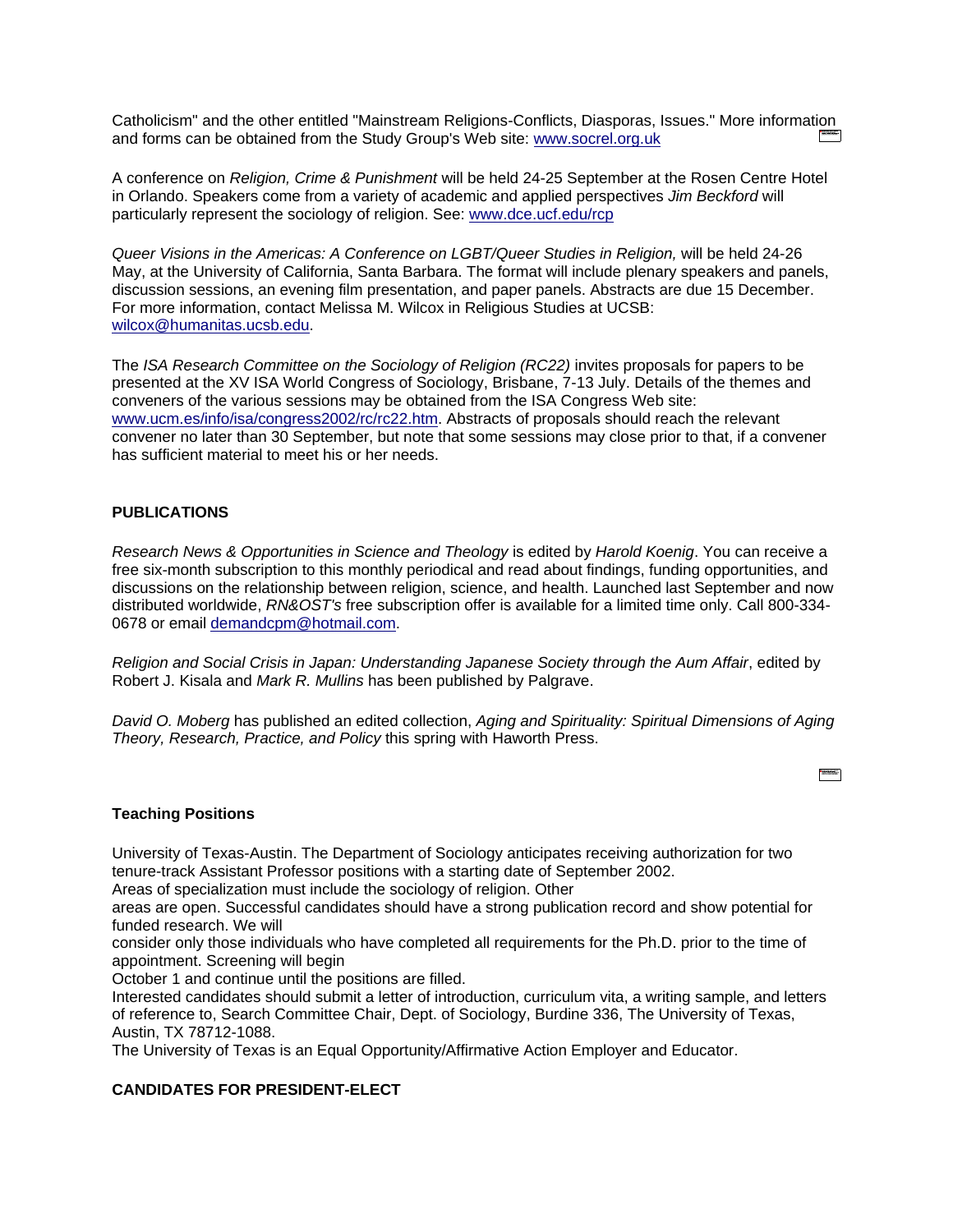Catholicism" and the other entitled "Mainstream Religions-Conflicts, Diasporas, Issues." More information and forms can be obtained from the Study Group's Web site: [www.socrel.org.uk](http://www.socrel.org.uk)

A conference on *Religion, Crime & Punishment* will be held 24-25 September at the Rosen Centre Hotel in Orlando. Speakers come from a variety of academic and applied perspectives *Jim Beckford* will particularly represent the sociology of religion. See: [www.dce.ucf.edu/rcp](http://www.dce.ucf.edu/rcp)

*Queer Visions in the Americas: A Conference on LGBT/Queer Studies in Religion,* will be held 24-26 May, at the University of California, Santa Barbara. The format will include plenary speakers and panels, discussion sessions, an evening film presentation, and paper panels. Abstracts are due 15 December. For more information, contact Melissa M. Wilcox in Religious Studies at UCSB: [wilcox@humanitas.ucsb.edu](mailto:wilcox@humanitas.ucsb.edu).

The *ISA Research Committee on the Sociology of Religion (RC22)* invites proposals for papers to be presented at the XV ISA World Congress of Sociology, Brisbane, 7-13 July. Details of the themes and conveners of the various sessions may be obtained from the ISA Congress Web site: [www.ucm.es/info/isa/congress2002/rc/rc22.htm](http://www.ucm.es/info/isa/congress2002/rc/rc22.htm). Abstracts of proposals should reach the relevant convener no later than 30 September, but note that some sessions may close prior to that, if a convener has sufficient material to meet his or her needs.

**PUBLICATIONS**

*Research News & Opportunities in Science and Theology* is edited by *Harold Koenig*. You can receive a free six-month subscription to this monthly periodical and read about findings, funding opportunities, and discussions on the relationship between religion, science, and health. Launched last September and now distributed worldwide, *RN&OST's* free subscription offer is available for a limited time only. Call 800-334-0678 or email [demandcpm@hotmail.com](mailto:demandcpm@hotmail.com).

*Religion and Social Crisis in Japan: Understanding Japanese Society through the Aum Affair*, edited by Robert J. Kisala and *Mark R. Mullins* has been published by Palgrave.

*David O. Moberg* has published an edited collection, *Aging and Spirituality: Spiritual Dimensions of Aging Theory, Research, Practice, and Policy* this spring with Haworth Press.

**Teaching Positions**

University of Texas-Austin. The Department of Sociology anticipates receiving authorization for two tenure-track Assistant Professor positions with a starting date of September 2002.
Areas of specialization must include the sociology of religion. Other
areas are open. Successful candidates should have a strong publication record and show potential for funded research. We will
consider only those individuals who have completed all requirements for the Ph.D. prior to the time of appointment. Screening will begin
October 1 and continue until the positions are filled.
Interested candidates should submit a letter of introduction, curriculum vita, a writing sample, and letters of reference to, Search Committee Chair, Dept. of Sociology, Burdine 336, The University of Texas, Austin, TX 78712-1088.
The University of Texas is an Equal Opportunity/Affirmative Action Employer and Educator.

**CANDIDATES FOR PRESIDENT-ELECT**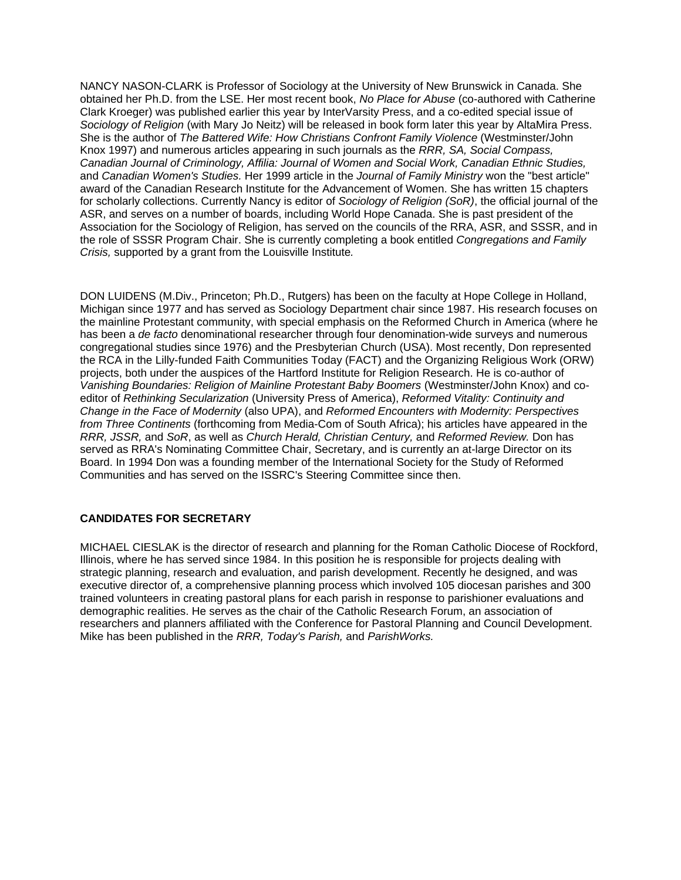NANCY NASON-CLARK is Professor of Sociology at the University of New Brunswick in Canada. She obtained her Ph.D. from the LSE. Her most recent book, *No Place for Abuse* (co-authored with Catherine Clark Kroeger) was published earlier this year by InterVarsity Press, and a co-edited special issue of *Sociology of Religion* (with Mary Jo Neitz) will be released in book form later this year by AltaMira Press. She is the author of *The Battered Wife: How Christians Confront Family Violence* (Westminster/John Knox 1997) and numerous articles appearing in such journals as the *RRR, SA, Social Compass, Canadian Journal of Criminology, Affilia: Journal of Women and Social Work, Canadian Ethnic Studies,* and *Canadian Women's Studies.* Her 1999 article in the *Journal of Family Ministry* won the "best article" award of the Canadian Research Institute for the Advancement of Women. She has written 15 chapters for scholarly collections. Currently Nancy is editor of *Sociology of Religion (SoR)*, the official journal of the ASR, and serves on a number of boards, including World Hope Canada. She is past president of the Association for the Sociology of Religion, has served on the councils of the RRA, ASR, and SSSR, and in the role of SSSR Program Chair. She is currently completing a book entitled *Congregations and Family Crisis,* supported by a grant from the Louisville Institute.

DON LUIDENS (M.Div., Princeton; Ph.D., Rutgers) has been on the faculty at Hope College in Holland, Michigan since 1977 and has served as Sociology Department chair since 1987. His research focuses on the mainline Protestant community, with special emphasis on the Reformed Church in America (where he has been a *de facto* denominational researcher through four denomination-wide surveys and numerous congregational studies since 1976) and the Presbyterian Church (USA). Most recently, Don represented the RCA in the Lilly-funded Faith Communities Today (FACT) and the Organizing Religious Work (ORW) projects, both under the auspices of the Hartford Institute for Religion Research. He is co-author of *Vanishing Boundaries: Religion of Mainline Protestant Baby Boomers* (Westminster/John Knox) and co-editor of *Rethinking Secularization* (University Press of America), *Reformed Vitality: Continuity and Change in the Face of Modernity* (also UPA), and *Reformed Encounters with Modernity: Perspectives from Three Continents* (forthcoming from Media-Com of South Africa); his articles have appeared in the *RRR, JSSR,* and *SoR*, as well as *Church Herald, Christian Century,* and *Reformed Review.* Don has served as RRA's Nominating Committee Chair, Secretary, and is currently an at-large Director on its Board. In 1994 Don was a founding member of the International Society for the Study of Reformed Communities and has served on the ISSRC's Steering Committee since then.

**CANDIDATES FOR SECRETARY**

MICHAEL CIESLAK is the director of research and planning for the Roman Catholic Diocese of Rockford, Illinois, where he has served since 1984. In this position he is responsible for projects dealing with strategic planning, research and evaluation, and parish development. Recently he designed, and was executive director of, a comprehensive planning process which involved 105 diocesan parishes and 300 trained volunteers in creating pastoral plans for each parish in response to parishioner evaluations and demographic realities. He serves as the chair of the Catholic Research Forum, an association of researchers and planners affiliated with the Conference for Pastoral Planning and Council Development. Mike has been published in the *RRR, Today's Parish,* and *ParishWorks.*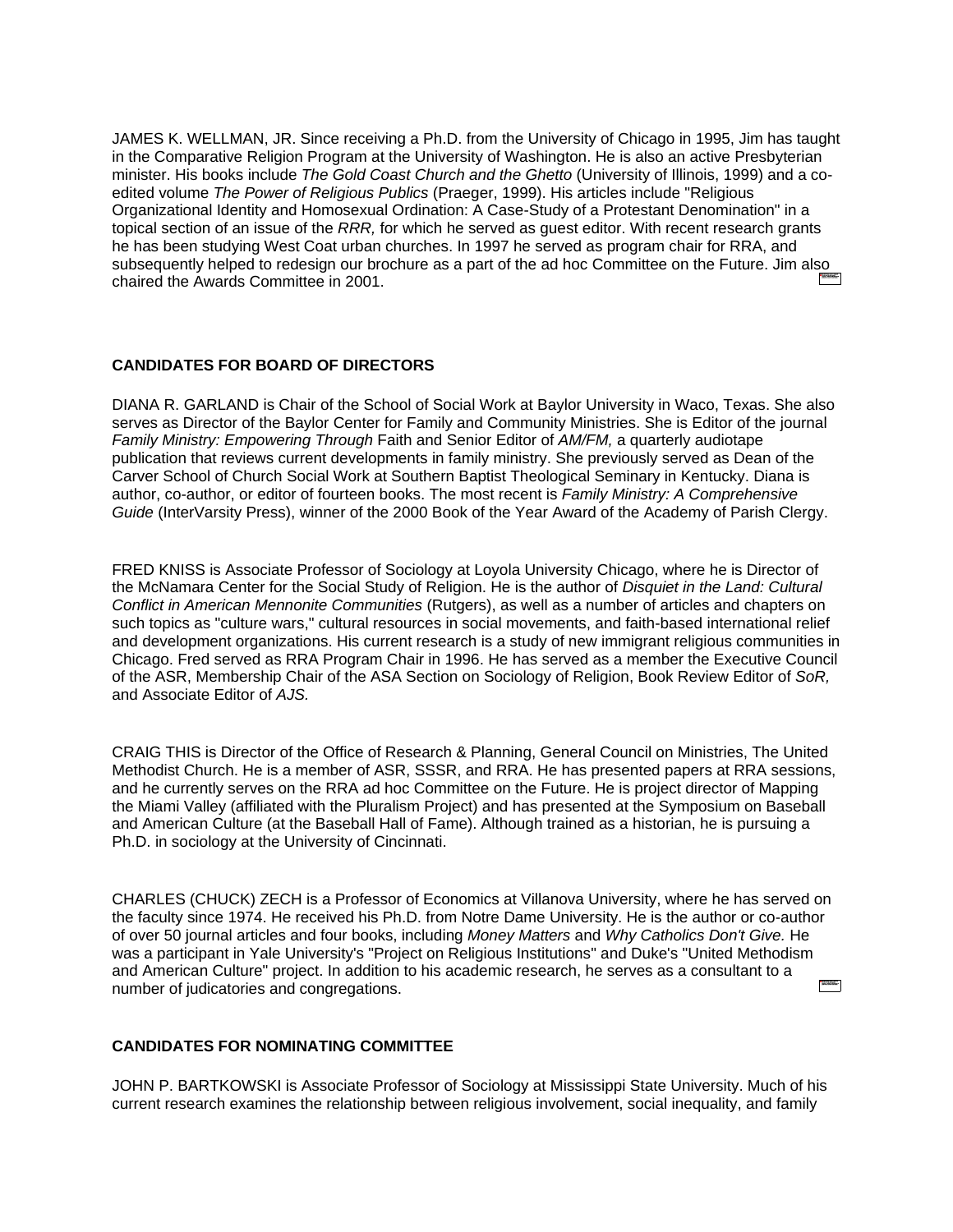JAMES K. WELLMAN, JR. Since receiving a Ph.D. from the University of Chicago in 1995, Jim has taught in the Comparative Religion Program at the University of Washington. He is also an active Presbyterian minister. His books include *The Gold Coast Church and the Ghetto* (University of Illinois, 1999) and a co-edited volume *The Power of Religious Publics* (Praeger, 1999). His articles include "Religious Organizational Identity and Homosexual Ordination: A Case-Study of a Protestant Denomination" in a topical section of an issue of the *RRR,* for which he served as guest editor. With recent research grants he has been studying West Coat urban churches. In 1997 he served as program chair for RRA, and subsequently helped to redesign our brochure as a part of the ad hoc Committee on the Future. Jim also chaired the Awards Committee in 2001.

## CANDIDATES FOR BOARD OF DIRECTORS

DIANA R. GARLAND is Chair of the School of Social Work at Baylor University in Waco, Texas. She also serves as Director of the Baylor Center for Family and Community Ministries. She is Editor of the journal *Family Ministry: Empowering Through* Faith and Senior Editor of *AM/FM,* a quarterly audiotape publication that reviews current developments in family ministry. She previously served as Dean of the Carver School of Church Social Work at Southern Baptist Theological Seminary in Kentucky. Diana is author, co-author, or editor of fourteen books. The most recent is *Family Ministry: A Comprehensive Guide* (InterVarsity Press), winner of the 2000 Book of the Year Award of the Academy of Parish Clergy.

FRED KNISS is Associate Professor of Sociology at Loyola University Chicago, where he is Director of the McNamara Center for the Social Study of Religion. He is the author of *Disquiet in the Land: Cultural Conflict in American Mennonite Communities* (Rutgers), as well as a number of articles and chapters on such topics as "culture wars," cultural resources in social movements, and faith-based international relief and development organizations. His current research is a study of new immigrant religious communities in Chicago. Fred served as RRA Program Chair in 1996. He has served as a member the Executive Council of the ASR, Membership Chair of the ASA Section on Sociology of Religion, Book Review Editor of *SoR,* and Associate Editor of *AJS.*

CRAIG THIS is Director of the Office of Research & Planning, General Council on Ministries, The United Methodist Church. He is a member of ASR, SSSR, and RRA. He has presented papers at RRA sessions, and he currently serves on the RRA ad hoc Committee on the Future. He is project director of Mapping the Miami Valley (affiliated with the Pluralism Project) and has presented at the Symposium on Baseball and American Culture (at the Baseball Hall of Fame). Although trained as a historian, he is pursuing a Ph.D. in sociology at the University of Cincinnati.

CHARLES (CHUCK) ZECH is a Professor of Economics at Villanova University, where he has served on the faculty since 1974. He received his Ph.D. from Notre Dame University. He is the author or co-author of over 50 journal articles and four books, including *Money Matters* and *Why Catholics Don't Give.* He was a participant in Yale University's "Project on Religious Institutions" and Duke's "United Methodism and American Culture" project. In addition to his academic research, he serves as a consultant to a number of judicatories and congregations.

## CANDIDATES FOR NOMINATING COMMITTEE

JOHN P. BARTKOWSKI is Associate Professor of Sociology at Mississippi State University. Much of his current research examines the relationship between religious involvement, social inequality, and family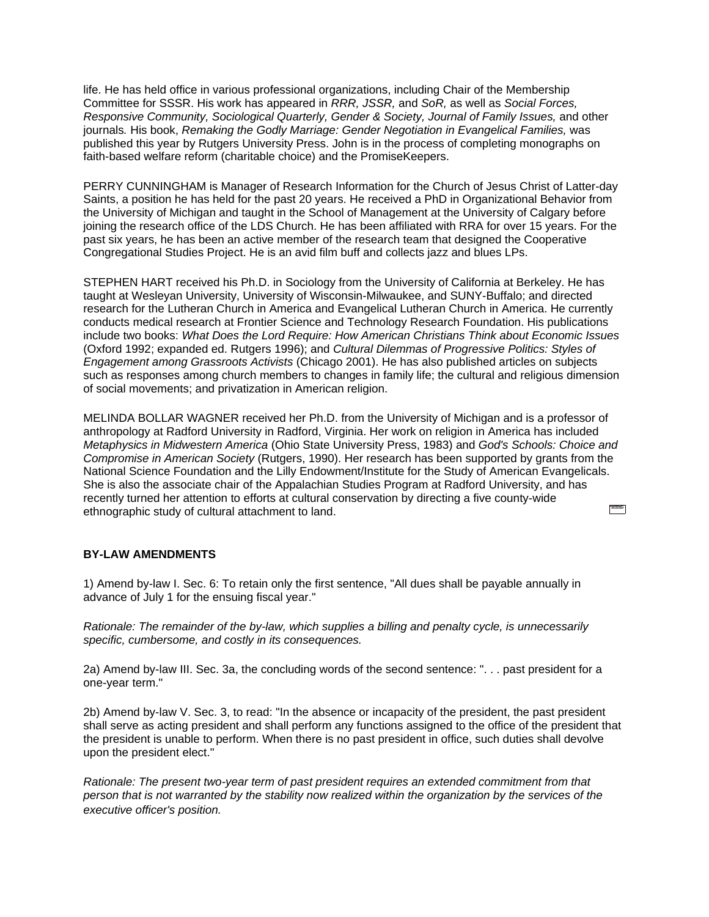life. He has held office in various professional organizations, including Chair of the Membership Committee for SSSR. His work has appeared in *RRR, JSSR,* and *SoR,* as well as *Social Forces, Responsive Community, Sociological Quarterly, Gender & Society, Journal of Family Issues,* and other journals*.* His book, *Remaking the Godly Marriage: Gender Negotiation in Evangelical Families,* was published this year by Rutgers University Press. John is in the process of completing monographs on faith-based welfare reform (charitable choice) and the PromiseKeepers.

PERRY CUNNINGHAM is Manager of Research Information for the Church of Jesus Christ of Latter-day Saints, a position he has held for the past 20 years. He received a PhD in Organizational Behavior from the University of Michigan and taught in the School of Management at the University of Calgary before joining the research office of the LDS Church. He has been affiliated with RRA for over 15 years. For the past six years, he has been an active member of the research team that designed the Cooperative Congregational Studies Project. He is an avid film buff and collects jazz and blues LPs.

STEPHEN HART received his Ph.D. in Sociology from the University of California at Berkeley. He has taught at Wesleyan University, University of Wisconsin-Milwaukee, and SUNY-Buffalo; and directed research for the Lutheran Church in America and Evangelical Lutheran Church in America. He currently conducts medical research at Frontier Science and Technology Research Foundation. His publications include two books: *What Does the Lord Require: How American Christians Think about Economic Issues* (Oxford 1992; expanded ed. Rutgers 1996); and *Cultural Dilemmas of Progressive Politics: Styles of Engagement among Grassroots Activists* (Chicago 2001). He has also published articles on subjects such as responses among church members to changes in family life; the cultural and religious dimension of social movements; and privatization in American religion.

MELINDA BOLLAR WAGNER received her Ph.D. from the University of Michigan and is a professor of anthropology at Radford University in Radford, Virginia. Her work on religion in America has included *Metaphysics in Midwestern America* (Ohio State University Press, 1983) and *God's Schools: Choice and Compromise in American Society* (Rutgers, 1990). Her research has been supported by grants from the National Science Foundation and the Lilly Endowment/Institute for the Study of American Evangelicals. She is also the associate chair of the Appalachian Studies Program at Radford University, and has recently turned her attention to efforts at cultural conservation by directing a five county-wide ethnographic study of cultural attachment to land.

**BY-LAW AMENDMENTS**

1) Amend by-law I. Sec. 6: To retain only the first sentence, "All dues shall be payable annually in advance of July 1 for the ensuing fiscal year."

*Rationale: The remainder of the by-law, which supplies a billing and penalty cycle, is unnecessarily specific, cumbersome, and costly in its consequences.*

2a) Amend by-law III. Sec. 3a, the concluding words of the second sentence: ". . . past president for a one-year term."

2b) Amend by-law V. Sec. 3, to read: "In the absence or incapacity of the president, the past president shall serve as acting president and shall perform any functions assigned to the office of the president that the president is unable to perform. When there is no past president in office, such duties shall devolve upon the president elect."

*Rationale: The present two-year term of past president requires an extended commitment from that person that is not warranted by the stability now realized within the organization by the services of the executive officer's position.*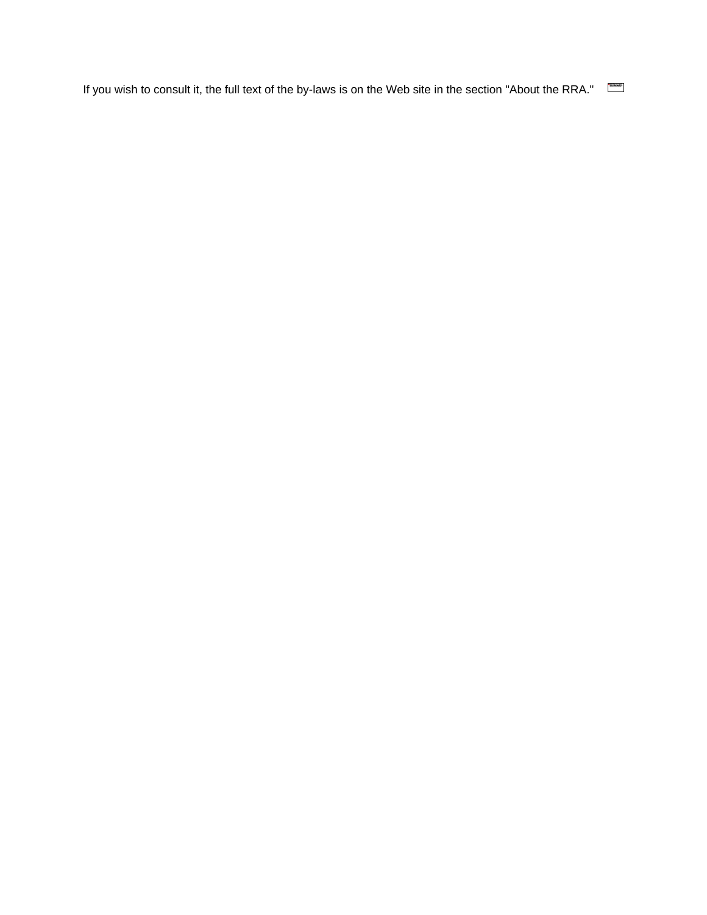If you wish to consult it, the full text of the by-laws is on the Web site in the section "About the RRA."